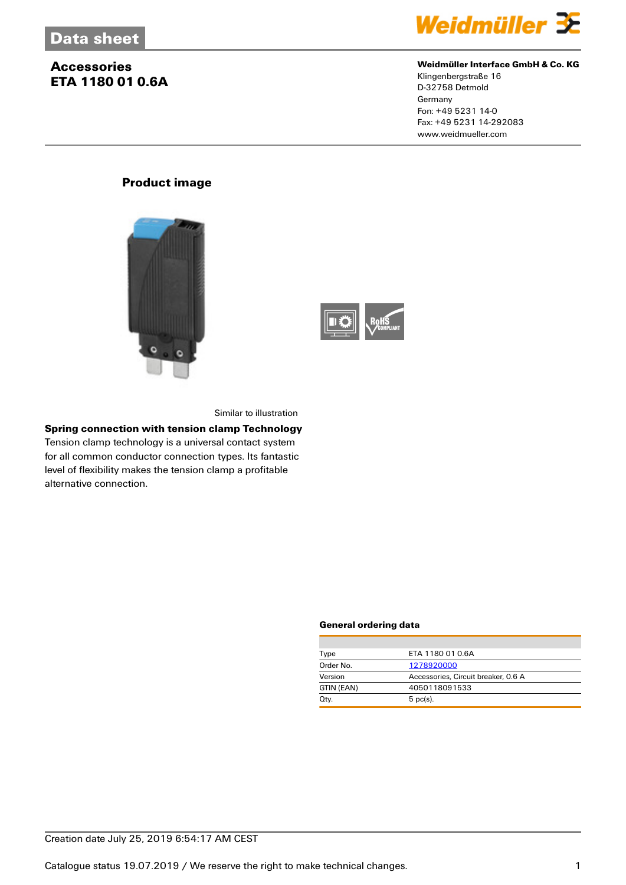# Data sheet

## Accessories
## ETA 1180 01 0.6A

**Weidmüller Interface GmbH & Co. KG**
Klingenbergstraße 16
D-32758 Detmold
Germany
Fon: +49 5231 14-0
Fax: +49 5231 14-292083
www.weidmueller.com

### Product image

Similar to illustration

**Spring connection with tension clamp Technology**
Tension clamp technology is a universal contact system for all common conductor connection types. Its fantastic level of flexibility makes the tension clamp a profitable alternative connection.

### General ordering data

| | |
|---|---|
| Type | ETA 1180 01 0.6A |
| Order No. | 1278920000 |
| Version | Accessories, Circuit breaker, 0.6 A |
| GTIN (EAN) | 4050118091533 |
| Qty. | 5 pc(s). |

Creation date July 25, 2019 6:54:17 AM CEST

Catalogue status 19.07.2019 / We reserve the right to make technical changes.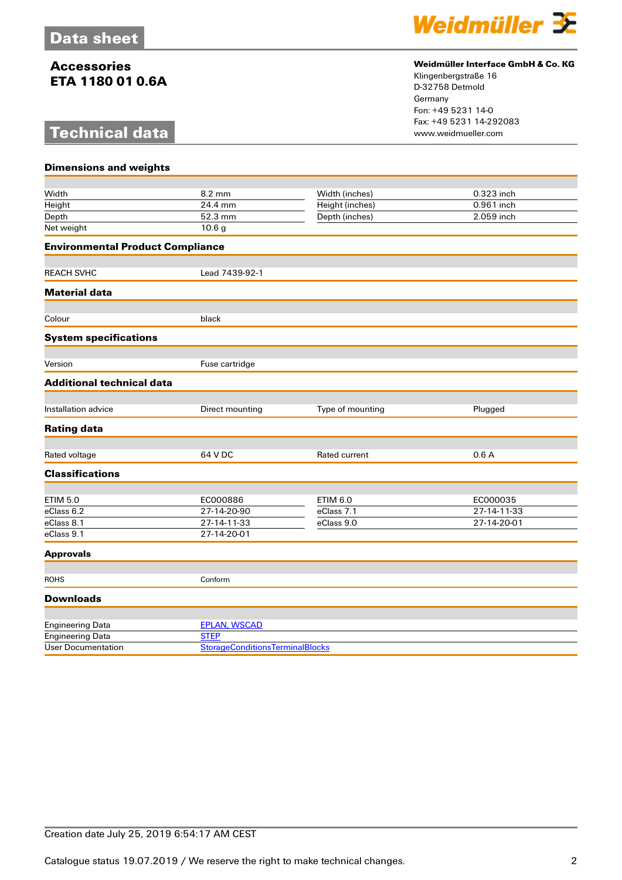# Data sheet

## Accessories
## ETA 1180 01 0.6A

**Weidmüller Interface GmbH & Co. KG**
Klingenbergstraße 16
D-32758 Detmold
Germany
Fon: +49 5231 14-0
Fax: +49 5231 14-292083
www.weidmueller.com

## Technical data

### Dimensions and weights

| | | | |
|---|---|---|---|
| Width | 8.2 mm | Width (inches) | 0.323 inch |
| Height | 24.4 mm | Height (inches) | 0.961 inch |
| Depth | 52.3 mm | Depth (inches) | 2.059 inch |
| Net weight | 10.6 g | | |

### Environmental Product Compliance

| | |
|---|---|
| REACH SVHC | Lead 7439-92-1 |

### Material data

| | |
|---|---|
| Colour | black |

### System specifications

| | |
|---|---|
| Version | Fuse cartridge |

### Additional technical data

| | | | |
|---|---|---|---|
| Installation advice | Direct mounting | Type of mounting | Plugged |

### Rating data

| | | | |
|---|---|---|---|
| Rated voltage | 64 V DC | Rated current | 0.6 A |

### Classifications

| | | | |
|---|---|---|---|
| ETIM 5.0 | EC000886 | ETIM 6.0 | EC000035 |
| eClass 6.2 | 27-14-20-90 | eClass 7.1 | 27-14-11-33 |
| eClass 8.1 | 27-14-11-33 | eClass 9.0 | 27-14-20-01 |
| eClass 9.1 | 27-14-20-01 | | |

### Approvals

| | |
|---|---|
| ROHS | Conform |

### Downloads

| | |
|---|---|
| Engineering Data | EPLAN, WSCAD |
| Engineering Data | STEP |
| User Documentation | StorageConditionsTerminalBlocks |

Creation date July 25, 2019 6:54:17 AM CEST

Catalogue status 19.07.2019 / We reserve the right to make technical changes.